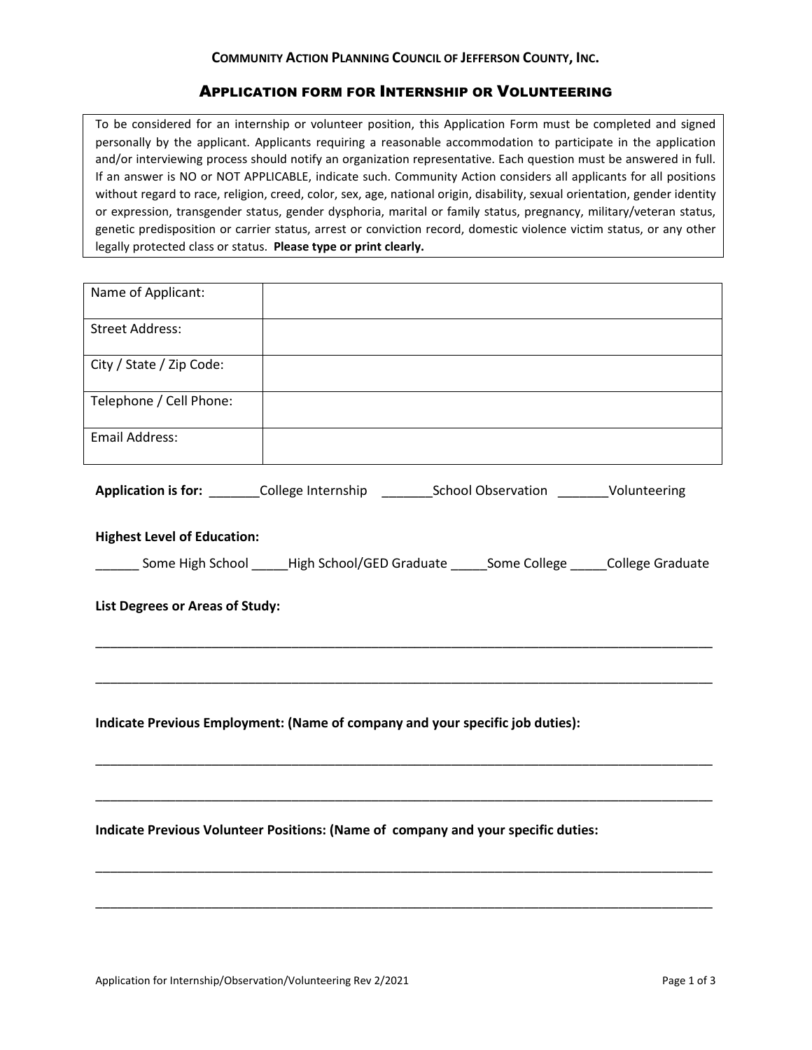**COMMUNITY ACTION PLANNING COUNCIL OF JEFFERSON COUNTY, INC.**

## APPLICATION FORM FOR INTERNSHIP OR VOLUNTEERING

To be considered for an internship or volunteer position, this Application Form must be completed and signed personally by the applicant. Applicants requiring a reasonable accommodation to participate in the application and/or interviewing process should notify an organization representative. Each question must be answered in full. If an answer is NO or NOT APPLICABLE, indicate such. Community Action considers all applicants for all positions without regard to race, religion, creed, color, sex, age, national origin, disability, sexual orientation, gender identity or expression, transgender status, gender dysphoria, marital or family status, pregnancy, military/veteran status, genetic predisposition or carrier status, arrest or conviction record, domestic violence victim status, or any other legally protected class or status. **Please type or print clearly.**

| | |
|---|---|
| Name of Applicant: | |
| Street Address: | |
| City / State / Zip Code: | |
| Telephone / Cell Phone: | |
| Email Address: | |

**Application is for:** _______College Internship _______School Observation _______Volunteering

**Highest Level of Education:**

______ Some High School _____High School/GED Graduate _____Some College _____College Graduate

**List Degrees or Areas of Study:**

_____________________________________________________________________________________

_____________________________________________________________________________________

**Indicate Previous Employment: (Name of company and your specific job duties):**

_____________________________________________________________________________________

_____________________________________________________________________________________

**Indicate Previous Volunteer Positions: (Name of company and your specific duties:**

_____________________________________________________________________________________

_____________________________________________________________________________________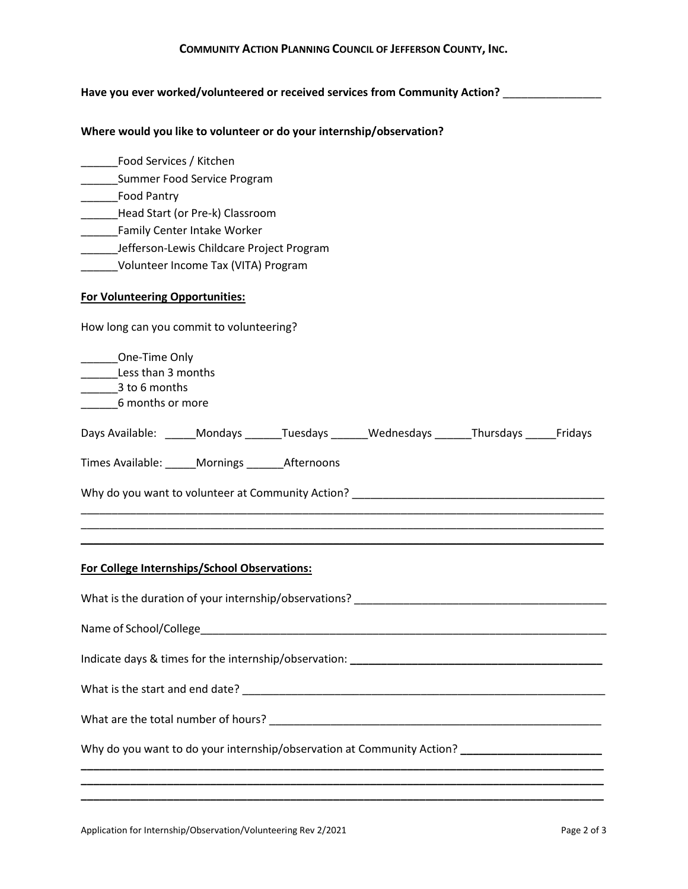**COMMUNITY ACTION PLANNING COUNCIL OF JEFFERSON COUNTY, INC.**

**Have you ever worked/volunteered or received services from Community Action?** ________________

**Where would you like to volunteer or do your internship/observation?**

______Food Services / Kitchen
______Summer Food Service Program
______Food Pantry
______Head Start (or Pre-k) Classroom
______Family Center Intake Worker
______Jefferson-Lewis Childcare Project Program
______Volunteer Income Tax (VITA) Program

**For Volunteering Opportunities:**

How long can you commit to volunteering?

______One-Time Only
______Less than 3 months
______3 to 6 months
______6 months or more

Days Available: _____Mondays ______Tuesdays ______Wednesdays ______Thursdays _____Fridays

Times Available: _____Mornings ______Afternoons

Why do you want to volunteer at Community Action? ________________________________________
_____________________________________________________________________________________
_____________________________________________________________________________________
_____________________________________________________________________________________

**For College Internships/School Observations:**

What is the duration of your internship/observations? ________________________________________

Name of School/College______________________________________________________________

Indicate days & times for the internship/observation: ________________________________________

What is the start and end date? ____________________________________________________________

What are the total number of hours? _______________________________________________________

Why do you want to do your internship/observation at Community Action? ______________________
_____________________________________________________________________________________
_____________________________________________________________________________________
_____________________________________________________________________________________

Application for Internship/Observation/Volunteering Rev 2/2021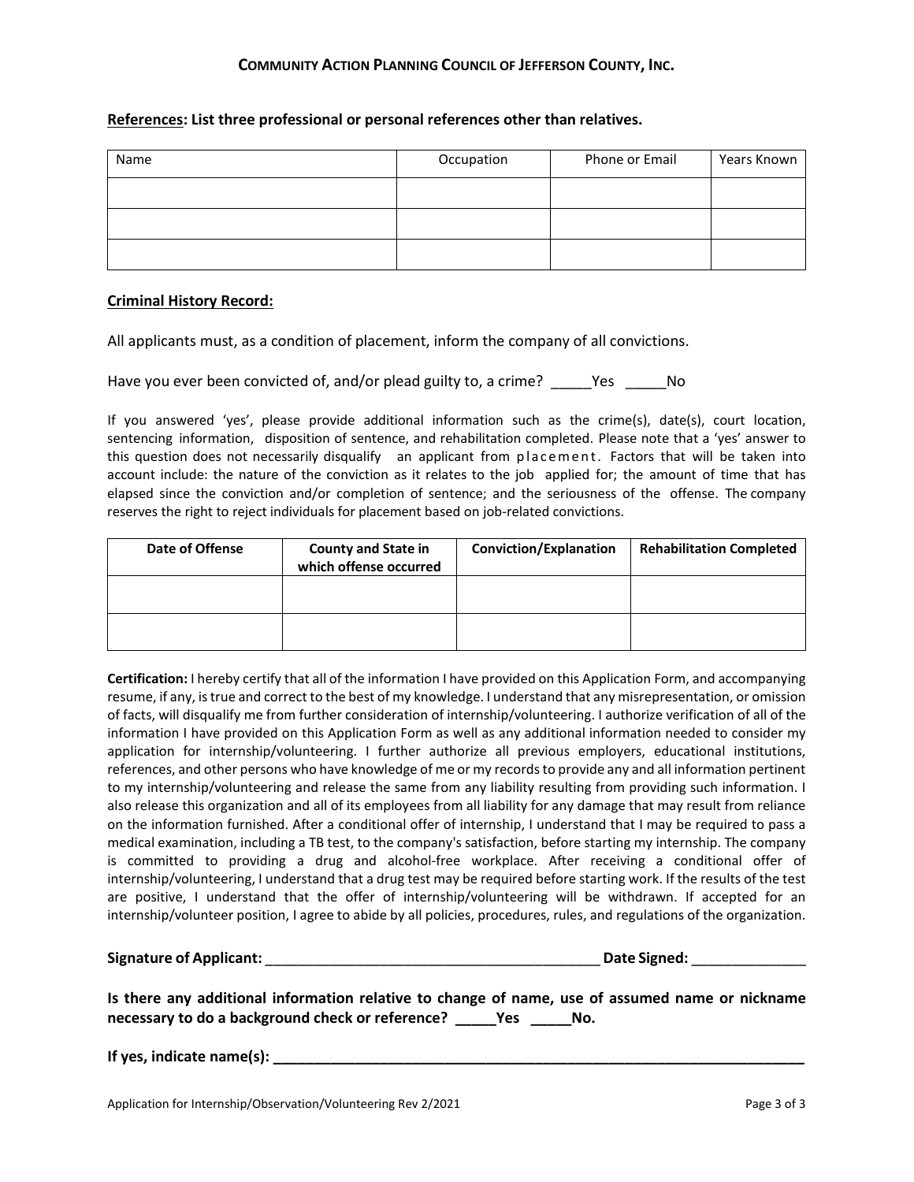**COMMUNITY ACTION PLANNING COUNCIL OF JEFFERSON COUNTY, INC.**

**References: List three professional or personal references other than relatives.**

| Name | Occupation | Phone or Email | Years Known |
|---|---|---|---|
| | | | |
| | | | |
| | | | |

**Criminal History Record:**

All applicants must, as a condition of placement, inform the company of all convictions.

Have you ever been convicted of, and/or plead guilty to, a crime? _____Yes _____No

If you answered 'yes', please provide additional information such as the crime(s), date(s), court location, sentencing information, disposition of sentence, and rehabilitation completed. Please note that a 'yes' answer to this question does not necessarily disqualify an applicant from placement. Factors that will be taken into account include: the nature of the conviction as it relates to the job applied for; the amount of time that has elapsed since the conviction and/or completion of sentence; and the seriousness of the offense. The company reserves the right to reject individuals for placement based on job-related convictions.

| Date of Offense | County and State in which offense occurred | Conviction/Explanation | Rehabilitation Completed |
|---|---|---|---|
| | | | |
| | | | |

**Certification:** I hereby certify that all of the information I have provided on this Application Form, and accompanying resume, if any, is true and correct to the best of my knowledge. I understand that any misrepresentation, or omission of facts, will disqualify me from further consideration of internship/volunteering. I authorize verification of all of the information I have provided on this Application Form as well as any additional information needed to consider my application for internship/volunteering. I further authorize all previous employers, educational institutions, references, and other persons who have knowledge of me or my records to provide any and all information pertinent to my internship/volunteering and release the same from any liability resulting from providing such information. I also release this organization and all of its employees from all liability for any damage that may result from reliance on the information furnished. After a conditional offer of internship, I understand that I may be required to pass a medical examination, including a TB test, to the company's satisfaction, before starting my internship. The company is committed to providing a drug and alcohol-free workplace. After receiving a conditional offer of internship/volunteering, I understand that a drug test may be required before starting work. If the results of the test are positive, I understand that the offer of internship/volunteering will be withdrawn. If accepted for an internship/volunteer position, I agree to abide by all policies, procedures, rules, and regulations of the organization.

**Signature of Applicant:** __________________________________________ **Date Signed:** ______________

**Is there any additional information relative to change of name, use of assumed name or nickname necessary to do a background check or reference? _____Yes _____No.**

**If yes, indicate name(s): ____________________________________________________________________**